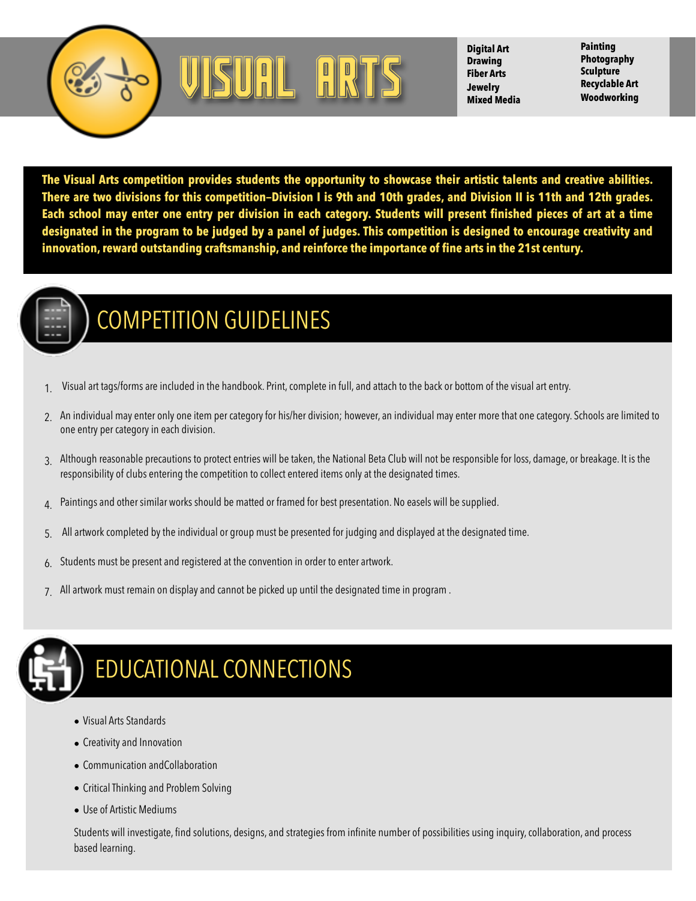# VISUAL ARTS

**Digital Art**
**Drawing**
**Fiber Arts**
**Jewelry**
**Mixed Media**
**Painting**
**Photography**
**Sculpture**
**Recyclable Art**
**Woodworking**

**The Visual Arts competition provides students the opportunity to showcase their artistic talents and creative abilities. There are two divisions for this competition–Division I is 9th and 10th grades, and Division II is 11th and 12th grades. Each school may enter one entry per division in each category. Students will present finished pieces of art at a time designated in the program to be judged by a panel of judges. This competition is designed to encourage creativity and innovation, reward outstanding craftsmanship, and reinforce the importance of fine arts in the 21st century.**

## COMPETITION GUIDELINES

1. Visual art tags/forms are included in the handbook. Print, complete in full, and attach to the back or bottom of the visual art entry.
2. An individual may enter only one item per category for his/her division; however, an individual may enter more that one category. Schools are limited to one entry per category in each division.
3. Although reasonable precautions to protect entries will be taken, the National Beta Club will not be responsible for loss, damage, or breakage. It is the responsibility of clubs entering the competition to collect entered items only at the designated times.
4. Paintings and other similar works should be matted or framed for best presentation. No easels will be supplied.
5. All artwork completed by the individual or group must be presented for judging and displayed at the designated time.
6. Students must be present and registered at the convention in order to enter artwork.
7. All artwork must remain on display and cannot be picked up until the designated time in program .

## EDUCATIONAL CONNECTIONS

- Visual Arts Standards
- Creativity and Innovation
- Communication andCollaboration
- Critical Thinking and Problem Solving
- Use of Artistic Mediums

Students will investigate, find solutions, designs, and strategies from infinite number of possibilities using inquiry, collaboration, and process based learning.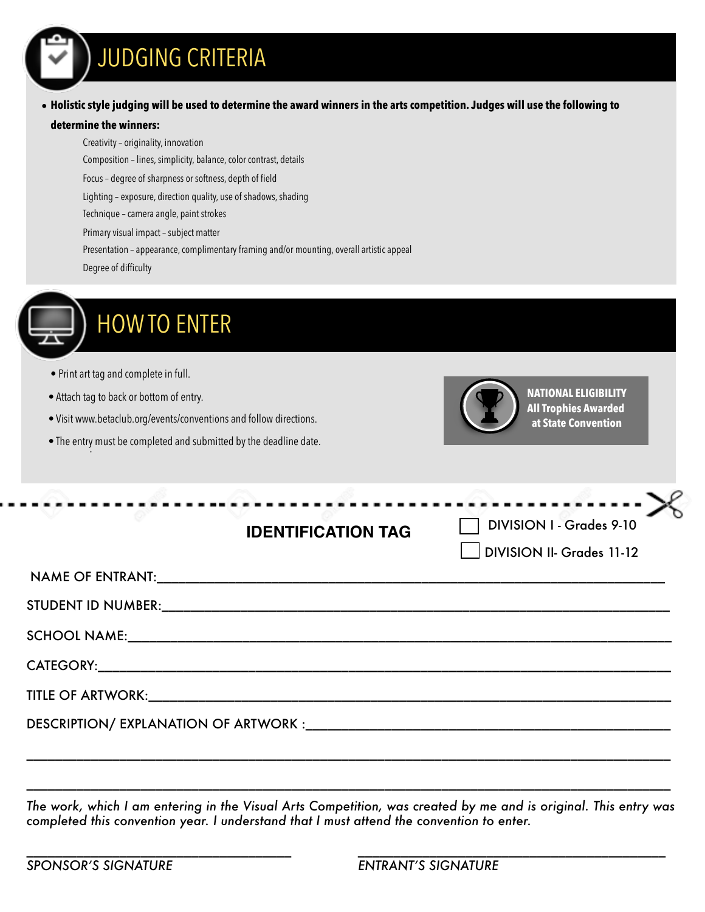# JUDGING CRITERIA

- **Holistic style judging will be used to determine the award winners in the arts competition. Judges will use the following to determine the winners:**

  Creativity – originality, innovation

  Composition – lines, simplicity, balance, color contrast, details

  Focus – degree of sharpness or softness, depth of field

  Lighting – exposure, direction quality, use of shadows, shading

  Technique – camera angle, paint strokes

  Primary visual impact – subject matter

  Presentation – appearance, complimentary framing and/or mounting, overall artistic appeal

  Degree of difficulty

# HOW TO ENTER

- Print art tag and complete in full.
- Attach tag to back or bottom of entry.
- Visit www.betaclub.org/events/conventions and follow directions.
- The entry must be completed and submitted by the deadline date.

**NATIONAL ELIGIBILITY**
**All Trophies Awarded at State Convention**

## IDENTIFICATION TAG

☐ DIVISION I - Grades 9-10

☐ DIVISION II- Grades 11-12

NAME OF ENTRANT:______________________________

STUDENT ID NUMBER:______________________________

SCHOOL NAME:______________________________

CATEGORY:______________________________

TITLE OF ARTWORK:______________________________

DESCRIPTION/ EXPLANATION OF ARTWORK :______________________________

______________________________

______________________________

*The work, which I am entering in the Visual Arts Competition, was created by me and is original. This entry was completed this convention year. I understand that I must attend the convention to enter.*

______________________________ ______________________________

*SPONSOR'S SIGNATURE* *ENTRANT'S SIGNATURE*